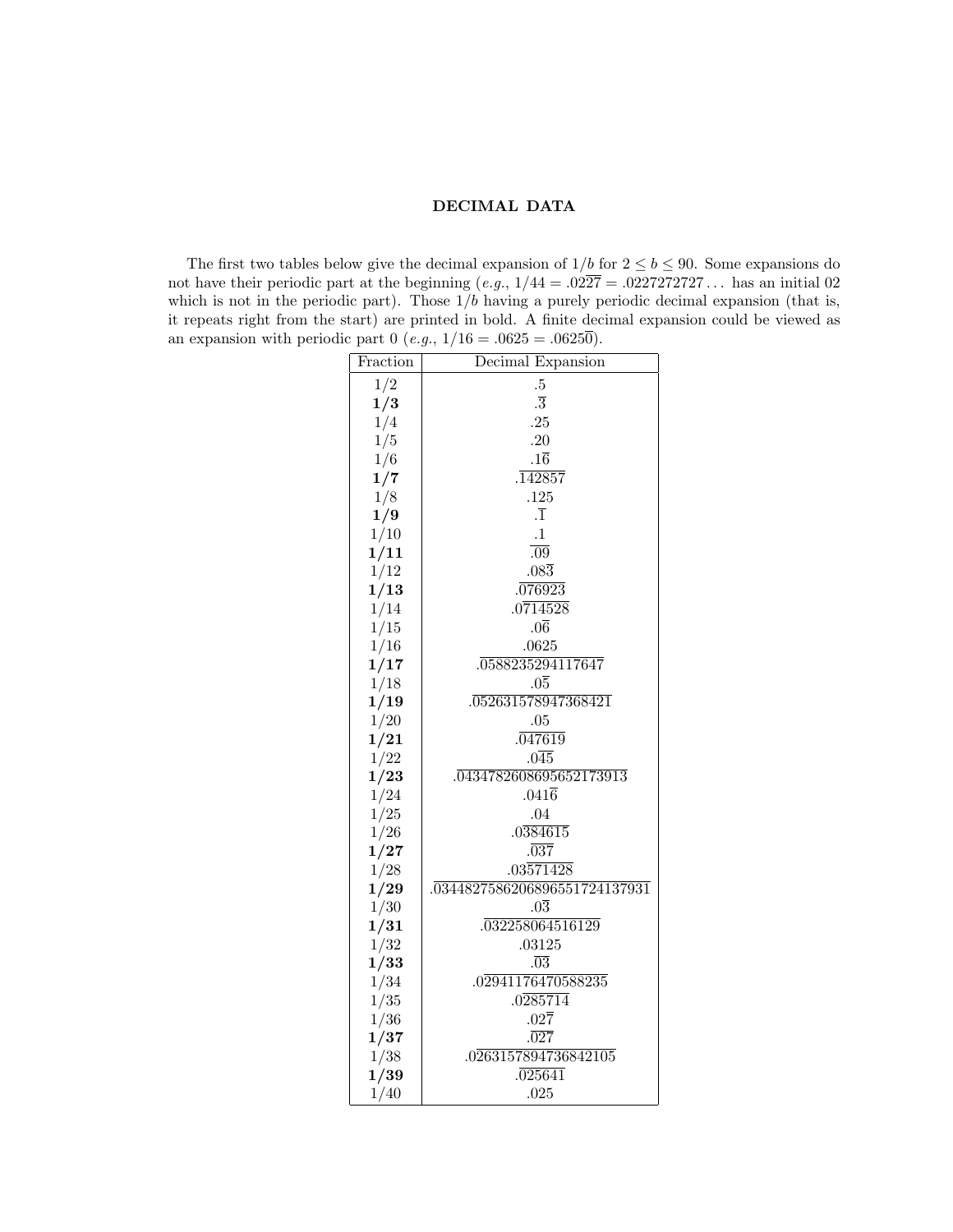## DECIMAL DATA

The first two tables below give the decimal expansion of $1/b$ for $2 \leq b \leq 90$. Some expansions do not have their periodic part at the beginning (*e.g.*, $1/44 = .02\overline{27} = .0227272727\ldots$ has an initial 02 which is not in the periodic part). Those $1/b$ having a purely periodic decimal expansion (that is, it repeats right from the start) are printed in bold. A finite decimal expansion could be viewed as an expansion with periodic part 0 (*e.g.*, $1/16 = .0625 = .0625\overline{0}$).

| Fraction | Decimal Expansion |
|---|---|
| 1/2 | $.5$ |
| **1/3** | $.\overline{3}$ |
| 1/4 | $.25$ |
| 1/5 | $.20$ |
| 1/6 | $.1\overline{6}$ |
| **1/7** | $.\overline{142857}$ |
| 1/8 | $.125$ |
| **1/9** | $.\overline{1}$ |
| 1/10 | $.1$ |
| **1/11** | $.\overline{09}$ |
| 1/12 | $.08\overline{3}$ |
| **1/13** | $.\overline{076923}$ |
| 1/14 | $.0\overline{714528}$ |
| 1/15 | $.0\overline{6}$ |
| 1/16 | $.0625$ |
| **1/17** | $.\overline{0588235294117647}$ |
| 1/18 | $.0\overline{5}$ |
| **1/19** | $.\overline{052631578947368421}$ |
| 1/20 | $.05$ |
| **1/21** | $.\overline{047619}$ |
| 1/22 | $.0\overline{45}$ |
| **1/23** | $.\overline{0434782608695652173913}$ |
| 1/24 | $.041\overline{6}$ |
| 1/25 | $.04$ |
| 1/26 | $.0\overline{384615}$ |
| **1/27** | $.\overline{037}$ |
| 1/28 | $.03\overline{571428}$ |
| **1/29** | $.\overline{0344827586206896551724137931}$ |
| 1/30 | $.0\overline{3}$ |
| **1/31** | $.\overline{032258064516129}$ |
| 1/32 | $.03125$ |
| **1/33** | $.\overline{03}$ |
| 1/34 | $.0\overline{2941176470588235}$ |
| 1/35 | $.0\overline{285714}$ |
| 1/36 | $.02\overline{7}$ |
| **1/37** | $.\overline{027}$ |
| 1/38 | $.0\overline{263157894736842105}$ |
| **1/39** | $.\overline{025641}$ |
| 1/40 | $.025$ |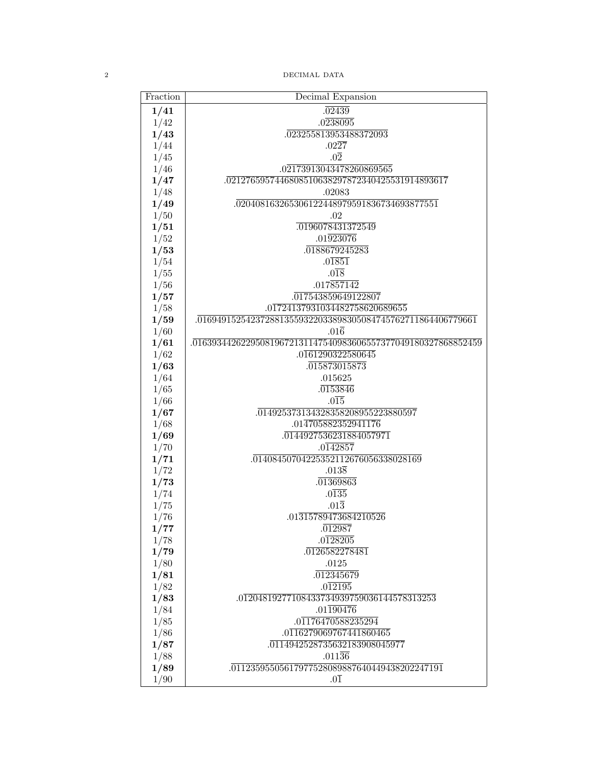| Fraction | Decimal Expansion |
|---|---|
| **1/41** | $.\overline{02439}$ |
| 1/42 | $.0\overline{238095}$ |
| **1/43** | $.\overline{023255813953488372093}$ |
| 1/44 | $.02\overline{27}$ |
| 1/45 | $.0\overline{2}$ |
| 1/46 | $.0\overline{2173913043478260869565}$ |
| **1/47** | $.\overline{0212765957446808510638297872340425531914893617}$ |
| 1/48 | $.02083$ |
| **1/49** | $.\overline{020408163265306122448979591836734693877551}$ |
| 1/50 | $.02$ |
| **1/51** | $.\overline{0196078431372549}$ |
| 1/52 | $.01\overline{923076}$ |
| **1/53** | $.\overline{0188679245283}$ |
| 1/54 | $.0\overline{185}$ |
| 1/55 | $.0\overline{18}$ |
| 1/56 | $.017\overline{857142}$ |
| **1/57** | $.\overline{017543859649122807}$ |
| 1/58 | $.0\overline{1724137931034482758620689655}$ |
| **1/59** | $.\overline{0169491525423728813559322033898305084745762711864406779661}$ |
| 1/60 | $.01\overline{6}$ |
| **1/61** | $.\overline{016393442622950819672131147540983606557377049180327868852459}$ |
| 1/62 | $.0\overline{161290322580645}$ |
| **1/63** | $.\overline{015873015873}$ |
| 1/64 | $.015625$ |
| 1/65 | $.0\overline{153846}$ |
| 1/66 | $.0\overline{15}$ |
| **1/67** | $.\overline{014925373134328358208955223880597}$ |
| 1/68 | $.01\overline{4705882352941176}$ |
| **1/69** | $.\overline{0144927536231884057971}$ |
| 1/70 | $.0\overline{142857}$ |
| **1/71** | $.\overline{01408450704225352112676056338028169}$ |
| 1/72 | $.013\overline{8}$ |
| **1/73** | $.\overline{01369863}$ |
| 1/74 | $.0\overline{135}$ |
| 1/75 | $.01\overline{3}$ |
| 1/76 | $.01\overline{315789473684210526}$ |
| **1/77** | $.\overline{012987}$ |
| 1/78 | $.0\overline{128205}$ |
| **1/79** | $.\overline{0126582278481}$ |
| 1/80 | $.0125$ |
| **1/81** | $.\overline{012345679}$ |
| 1/82 | $.0\overline{12195}$ |
| **1/83** | $.\overline{01204819277108433734939759036144578313253}$ |
| 1/84 | $.01\overline{190476}$ |
| 1/85 | $.0\overline{1176470588235294}$ |
| 1/86 | $.0\overline{116279069767441860465}$ |
| **1/87** | $.\overline{0114942528735632183908045977}$ |
| 1/88 | $.011\overline{36}$ |
| **1/89** | $.\overline{01123595505617977528089887640449438202247191}$ |
| 1/90 | $.0\overline{1}$ |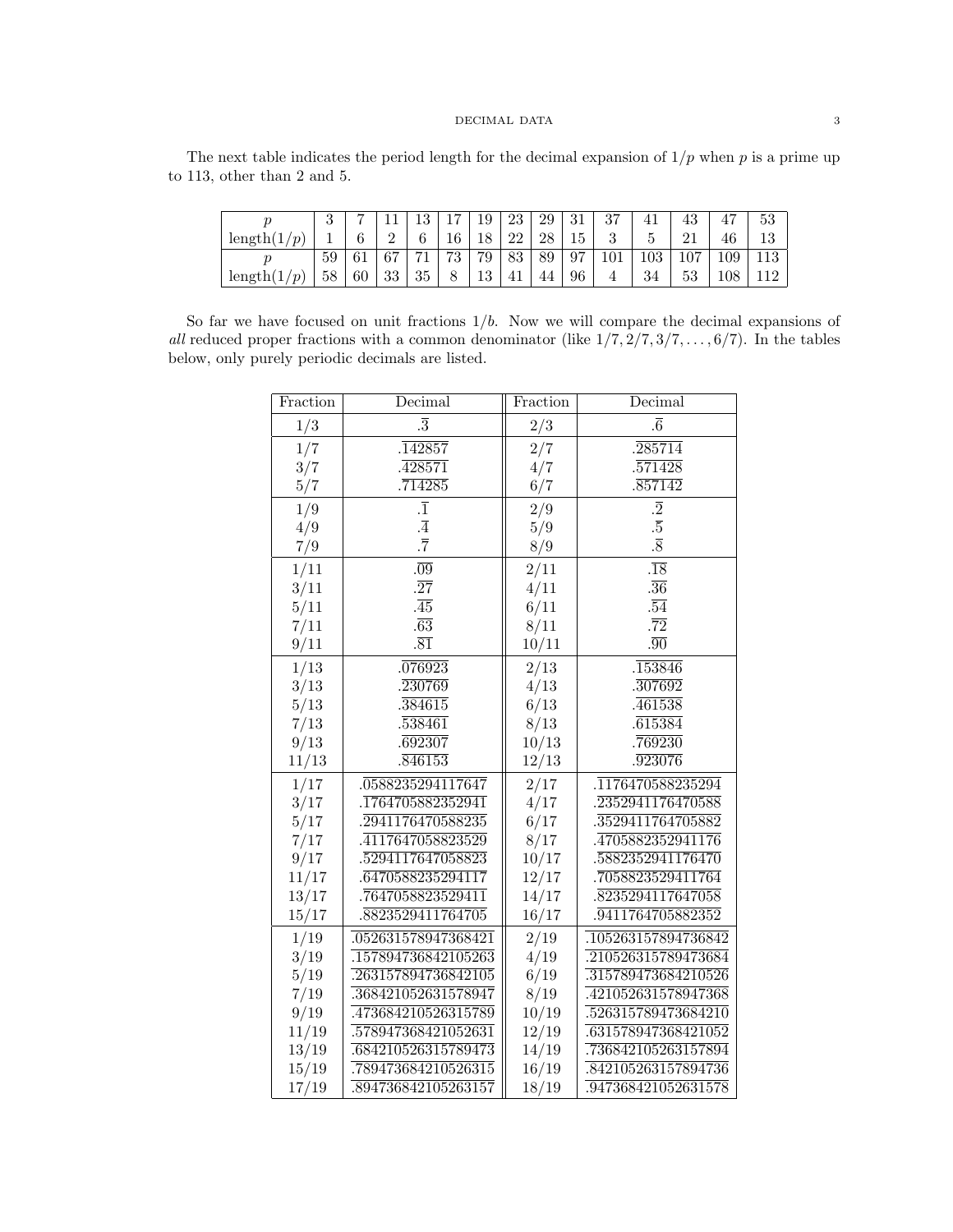The next table indicates the period length for the decimal expansion of $1/p$ when $p$ is a prime up to 113, other than 2 and 5.

| $p$ | 3 | 7 | 11 | 13 | 17 | 19 | 23 | 29 | 31 | 37 | 41 | 43 | 47 | 53 |
|---|---|---|---|---|---|---|---|---|---|---|---|---|---|---|
| length$(1/p)$ | 1 | 6 | 2 | 6 | 16 | 18 | 22 | 28 | 15 | 3 | 5 | 21 | 46 | 13 |
| $p$ | 59 | 61 | 67 | 71 | 73 | 79 | 83 | 89 | 97 | 101 | 103 | 107 | 109 | 113 |
| length$(1/p)$ | 58 | 60 | 33 | 35 | 8 | 13 | 41 | 44 | 96 | 4 | 34 | 53 | 108 | 112 |

So far we have focused on unit fractions $1/b$. Now we will compare the decimal expansions of *all* reduced proper fractions with a common denominator (like $1/7, 2/7, 3/7, \ldots, 6/7$). In the tables below, only purely periodic decimals are listed.

| Fraction | Decimal | Fraction | Decimal |
|---|---|---|---|
| $1/3$ | $.\overline{3}$ | $2/3$ | $.\overline{6}$ |
| $1/7$ | $.\overline{142857}$ | $2/7$ | $.\overline{285714}$ |
| $3/7$ | $.\overline{428571}$ | $4/7$ | $.\overline{571428}$ |
| $5/7$ | $.\overline{714285}$ | $6/7$ | $.\overline{857142}$ |
| $1/9$ | $.\overline{1}$ | $2/9$ | $.\overline{2}$ |
| $4/9$ | $.\overline{4}$ | $5/9$ | $.\overline{5}$ |
| $7/9$ | $.\overline{7}$ | $8/9$ | $.\overline{8}$ |
| $1/11$ | $.\overline{09}$ | $2/11$ | $.\overline{18}$ |
| $3/11$ | $.\overline{27}$ | $4/11$ | $.\overline{36}$ |
| $5/11$ | $.\overline{45}$ | $6/11$ | $.\overline{54}$ |
| $7/11$ | $.\overline{63}$ | $8/11$ | $.\overline{72}$ |
| $9/11$ | $.\overline{81}$ | $10/11$ | $.\overline{90}$ |
| $1/13$ | $.\overline{076923}$ | $2/13$ | $.\overline{153846}$ |
| $3/13$ | $.\overline{230769}$ | $4/13$ | $.\overline{307692}$ |
| $5/13$ | $.\overline{384615}$ | $6/13$ | $.\overline{461538}$ |
| $7/13$ | $.\overline{538461}$ | $8/13$ | $.\overline{615384}$ |
| $9/13$ | $.\overline{692307}$ | $10/13$ | $.\overline{769230}$ |
| $11/13$ | $.\overline{846153}$ | $12/13$ | $.\overline{923076}$ |
| $1/17$ | $.\overline{0588235294117647}$ | $2/17$ | $.\overline{1176470588235294}$ |
| $3/17$ | $.\overline{1764705882352941}$ | $4/17$ | $.\overline{2352941176470588}$ |
| $5/17$ | $.\overline{2941176470588235}$ | $6/17$ | $.\overline{3529411764705882}$ |
| $7/17$ | $.\overline{4117647058823529}$ | $8/17$ | $.\overline{4705882352941176}$ |
| $9/17$ | $.\overline{5294117647058823}$ | $10/17$ | $.\overline{5882352941176470}$ |
| $11/17$ | $.\overline{6470588235294117}$ | $12/17$ | $.\overline{7058823529411764}$ |
| $13/17$ | $.\overline{7647058823529411}$ | $14/17$ | $.\overline{8235294117647058}$ |
| $15/17$ | $.\overline{8823529411764705}$ | $16/17$ | $.\overline{9411764705882352}$ |
| $1/19$ | $.\overline{052631578947368421}$ | $2/19$ | $.\overline{105263157894736842}$ |
| $3/19$ | $.\overline{157894736842105263}$ | $4/19$ | $.\overline{210526315789473684}$ |
| $5/19$ | $.\overline{263157894736842105}$ | $6/19$ | $.\overline{315789473684210526}$ |
| $7/19$ | $.\overline{368421052631578947}$ | $8/19$ | $.\overline{421052631578947368}$ |
| $9/19$ | $.\overline{473684210526315789}$ | $10/19$ | $.\overline{526315789473684210}$ |
| $11/19$ | $.\overline{578947368421052631}$ | $12/19$ | $.\overline{631578947368421052}$ |
| $13/19$ | $.\overline{684210526315789473}$ | $14/19$ | $.\overline{736842105263157894}$ |
| $15/19$ | $.\overline{789473684210526315}$ | $16/19$ | $.\overline{842105263157894736}$ |
| $17/19$ | $.\overline{894736842105263157}$ | $18/19$ | $.\overline{947368421052631578}$ |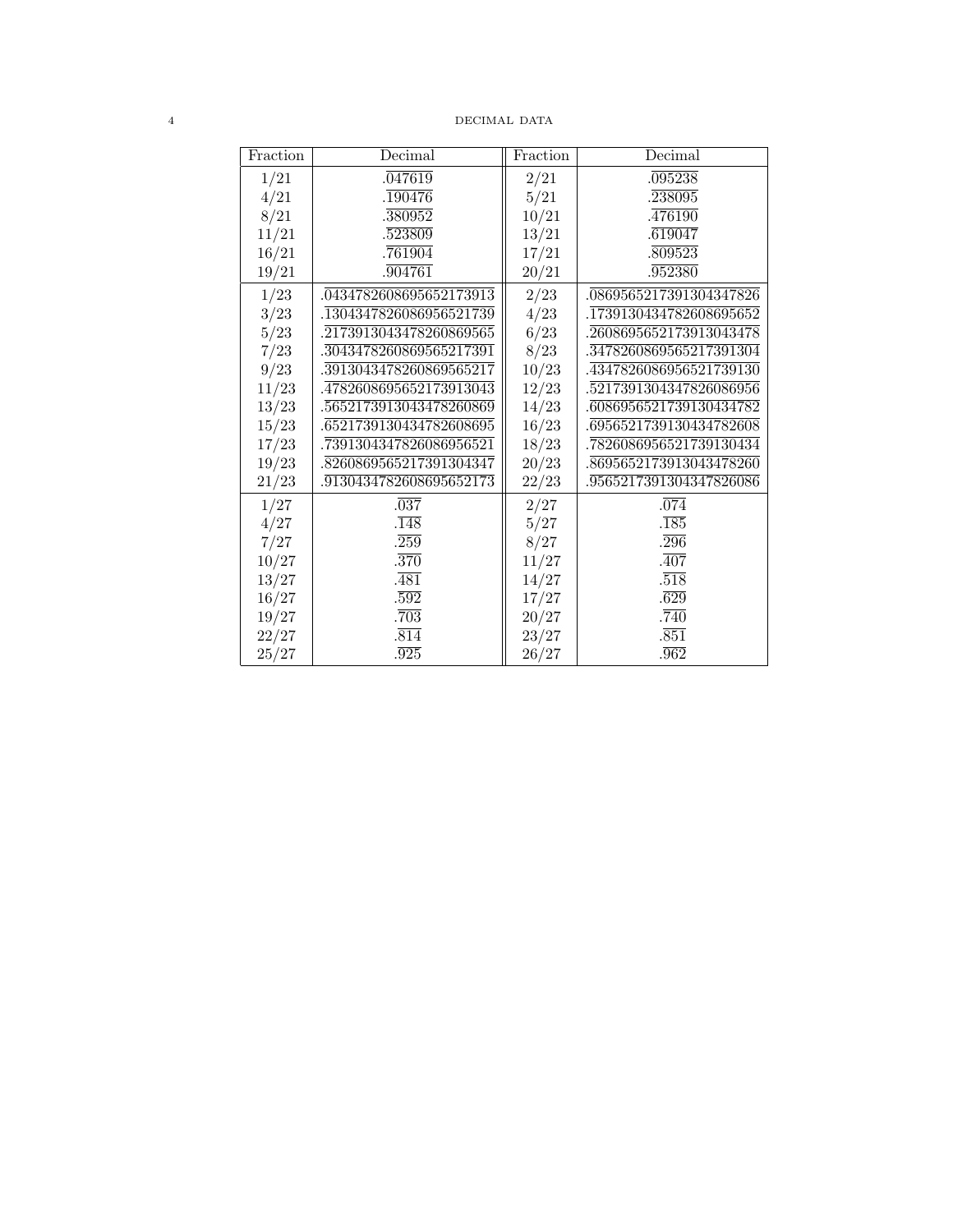| Fraction | Decimal | Fraction | Decimal |
|---|---|---|---|
| $1/21$ | $.\overline{047619}$ | $2/21$ | $.\overline{095238}$ |
| $4/21$ | $.\overline{190476}$ | $5/21$ | $.\overline{238095}$ |
| $8/21$ | $.\overline{380952}$ | $10/21$ | $.\overline{476190}$ |
| $11/21$ | $.\overline{523809}$ | $13/21$ | $.\overline{619047}$ |
| $16/21$ | $.\overline{761904}$ | $17/21$ | $.\overline{809523}$ |
| $19/21$ | $.\overline{904761}$ | $20/21$ | $.\overline{952380}$ |
| $1/23$ | $.\overline{0434782608695652173913}$ | $2/23$ | $.\overline{0869565217391304347826}$ |
| $3/23$ | $.\overline{1304347826086956521739}$ | $4/23$ | $.\overline{1739130434782608695652}$ |
| $5/23$ | $.\overline{2173913043478260869565}$ | $6/23$ | $.\overline{2608695652173913043478}$ |
| $7/23$ | $.\overline{3043478260869565217391}$ | $8/23$ | $.\overline{3478260869565217391304}$ |
| $9/23$ | $.\overline{3913043478260869565217}$ | $10/23$ | $.\overline{4347826086956521739130}$ |
| $11/23$ | $.\overline{4782608695652173913043}$ | $12/23$ | $.\overline{5217391304347826086956}$ |
| $13/23$ | $.\overline{5652173913043478260869}$ | $14/23$ | $.\overline{6086956521739130434782}$ |
| $15/23$ | $.\overline{6521739130434782608695}$ | $16/23$ | $.\overline{6956521739130434782608}$ |
| $17/23$ | $.\overline{7391304347826086956521}$ | $18/23$ | $.\overline{7826086956521739130434}$ |
| $19/23$ | $.\overline{8260869565217391304347}$ | $20/23$ | $.\overline{8695652173913043478260}$ |
| $21/23$ | $.\overline{9130434782608695652173}$ | $22/23$ | $.\overline{9565217391304347826086}$ |
| $1/27$ | $.\overline{037}$ | $2/27$ | $.\overline{074}$ |
| $4/27$ | $.\overline{148}$ | $5/27$ | $.\overline{185}$ |
| $7/27$ | $.\overline{259}$ | $8/27$ | $.\overline{296}$ |
| $10/27$ | $.\overline{370}$ | $11/27$ | $.\overline{407}$ |
| $13/27$ | $.\overline{481}$ | $14/27$ | $.\overline{518}$ |
| $16/27$ | $.\overline{592}$ | $17/27$ | $.\overline{629}$ |
| $19/27$ | $.\overline{703}$ | $20/27$ | $.\overline{740}$ |
| $22/27$ | $.\overline{814}$ | $23/27$ | $.\overline{851}$ |
| $25/27$ | $.\overline{925}$ | $26/27$ | $.\overline{962}$ |